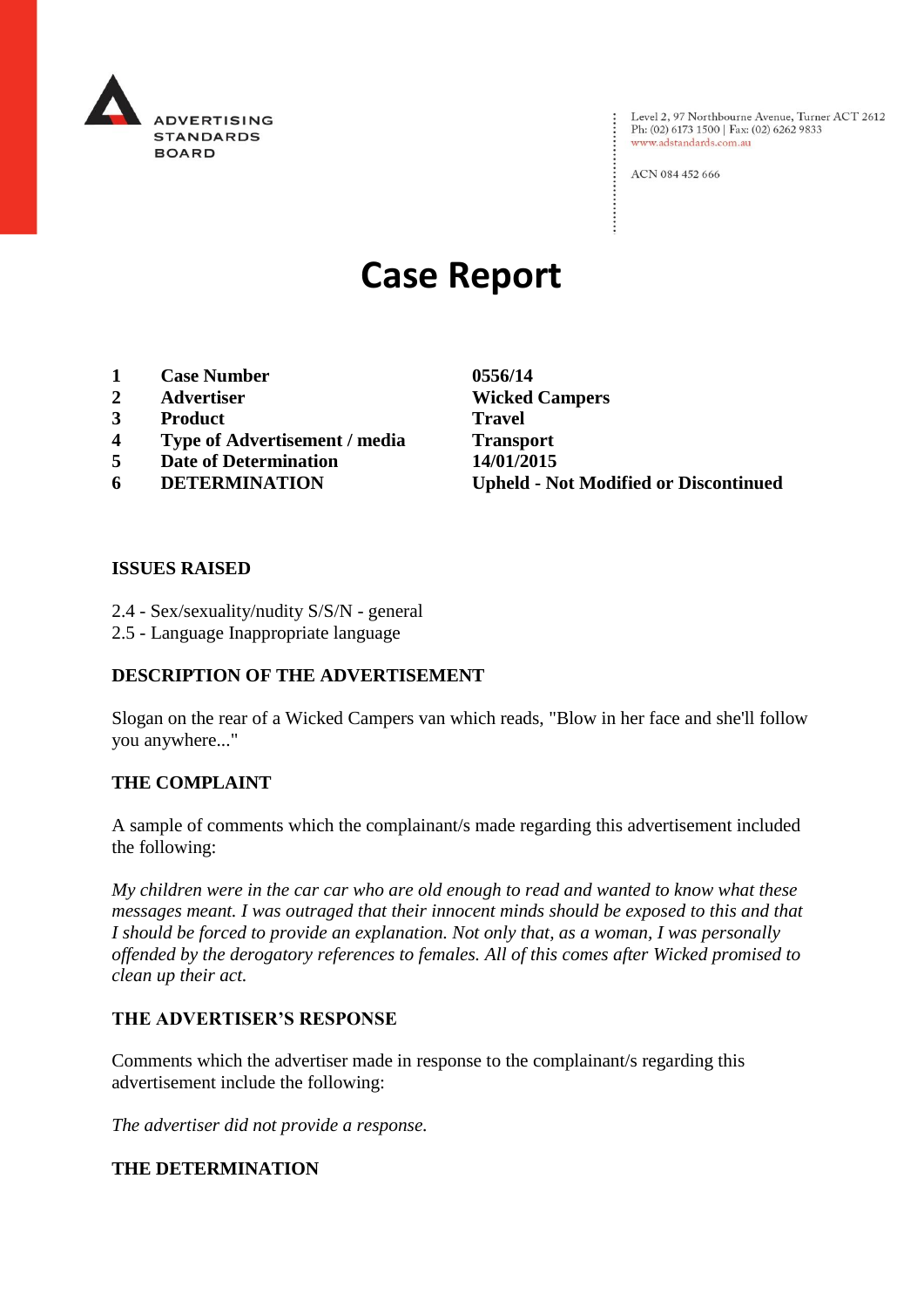ADVERTISING STANDARDS BOARD

Level 2, 97 Northbourne Avenue, Turner ACT 2612
Ph: (02) 6173 1500 | Fax: (02) 6262 9833
www.adstandards.com.au

ACN 084 452 666

# Case Report

| | | |
|---|---|---|
| **1** | **Case Number** | **0556/14** |
| **2** | **Advertiser** | **Wicked Campers** |
| **3** | **Product** | **Travel** |
| **4** | **Type of Advertisement / media** | **Transport** |
| **5** | **Date of Determination** | **14/01/2015** |
| **6** | **DETERMINATION** | **Upheld - Not Modified or Discontinued** |

## ISSUES RAISED

2.4 - Sex/sexuality/nudity S/S/N - general
2.5 - Language Inappropriate language

## DESCRIPTION OF THE ADVERTISEMENT

Slogan on the rear of a Wicked Campers van which reads, "Blow in her face and she'll follow you anywhere..."

## THE COMPLAINT

A sample of comments which the complainant/s made regarding this advertisement included the following:

*My children were in the car car who are old enough to read and wanted to know what these messages meant. I was outraged that their innocent minds should be exposed to this and that I should be forced to provide an explanation. Not only that, as a woman, I was personally offended by the derogatory references to females. All of this comes after Wicked promised to clean up their act.*

## THE ADVERTISER'S RESPONSE

Comments which the advertiser made in response to the complainant/s regarding this advertisement include the following:

*The advertiser did not provide a response.*

## THE DETERMINATION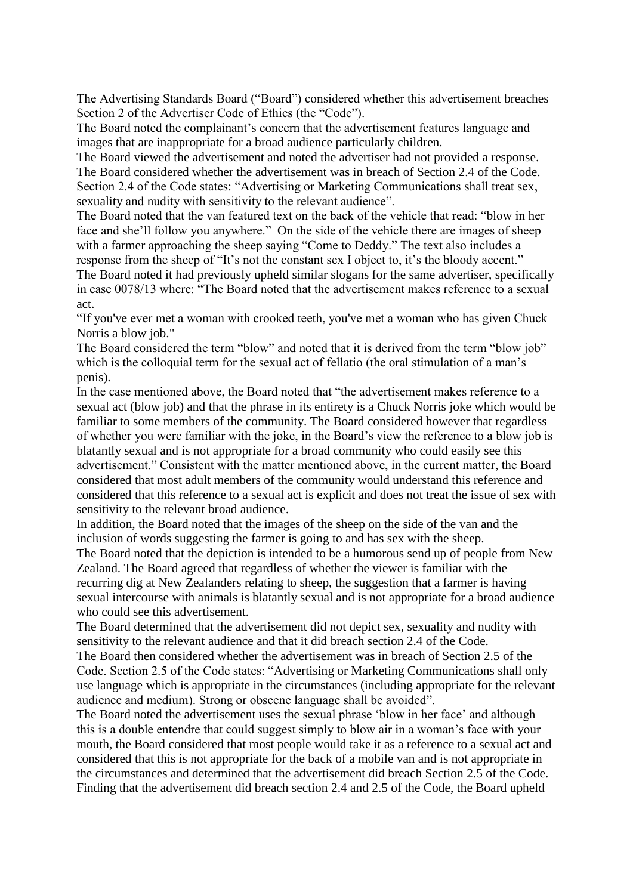The Advertising Standards Board ("Board") considered whether this advertisement breaches Section 2 of the Advertiser Code of Ethics (the "Code").

The Board noted the complainant's concern that the advertisement features language and images that are inappropriate for a broad audience particularly children.

The Board viewed the advertisement and noted the advertiser had not provided a response.

The Board considered whether the advertisement was in breach of Section 2.4 of the Code. Section 2.4 of the Code states: "Advertising or Marketing Communications shall treat sex, sexuality and nudity with sensitivity to the relevant audience".

The Board noted that the van featured text on the back of the vehicle that read: "blow in her face and she'll follow you anywhere." On the side of the vehicle there are images of sheep with a farmer approaching the sheep saying "Come to Deddy." The text also includes a response from the sheep of "It's not the constant sex I object to, it's the bloody accent."

The Board noted it had previously upheld similar slogans for the same advertiser, specifically in case 0078/13 where: "The Board noted that the advertisement makes reference to a sexual act.

"If you've ever met a woman with crooked teeth, you've met a woman who has given Chuck Norris a blow job."

The Board considered the term "blow" and noted that it is derived from the term "blow job" which is the colloquial term for the sexual act of fellatio (the oral stimulation of a man's penis).

In the case mentioned above, the Board noted that "the advertisement makes reference to a sexual act (blow job) and that the phrase in its entirety is a Chuck Norris joke which would be familiar to some members of the community. The Board considered however that regardless of whether you were familiar with the joke, in the Board's view the reference to a blow job is blatantly sexual and is not appropriate for a broad community who could easily see this advertisement." Consistent with the matter mentioned above, in the current matter, the Board considered that most adult members of the community would understand this reference and considered that this reference to a sexual act is explicit and does not treat the issue of sex with sensitivity to the relevant broad audience.

In addition, the Board noted that the images of the sheep on the side of the van and the inclusion of words suggesting the farmer is going to and has sex with the sheep.

The Board noted that the depiction is intended to be a humorous send up of people from New Zealand. The Board agreed that regardless of whether the viewer is familiar with the recurring dig at New Zealanders relating to sheep, the suggestion that a farmer is having sexual intercourse with animals is blatantly sexual and is not appropriate for a broad audience who could see this advertisement.

The Board determined that the advertisement did not depict sex, sexuality and nudity with sensitivity to the relevant audience and that it did breach section 2.4 of the Code.

The Board then considered whether the advertisement was in breach of Section 2.5 of the Code. Section 2.5 of the Code states: "Advertising or Marketing Communications shall only use language which is appropriate in the circumstances (including appropriate for the relevant audience and medium). Strong or obscene language shall be avoided".

The Board noted the advertisement uses the sexual phrase 'blow in her face' and although this is a double entendre that could suggest simply to blow air in a woman's face with your mouth, the Board considered that most people would take it as a reference to a sexual act and considered that this is not appropriate for the back of a mobile van and is not appropriate in the circumstances and determined that the advertisement did breach Section 2.5 of the Code.

Finding that the advertisement did breach section 2.4 and 2.5 of the Code, the Board upheld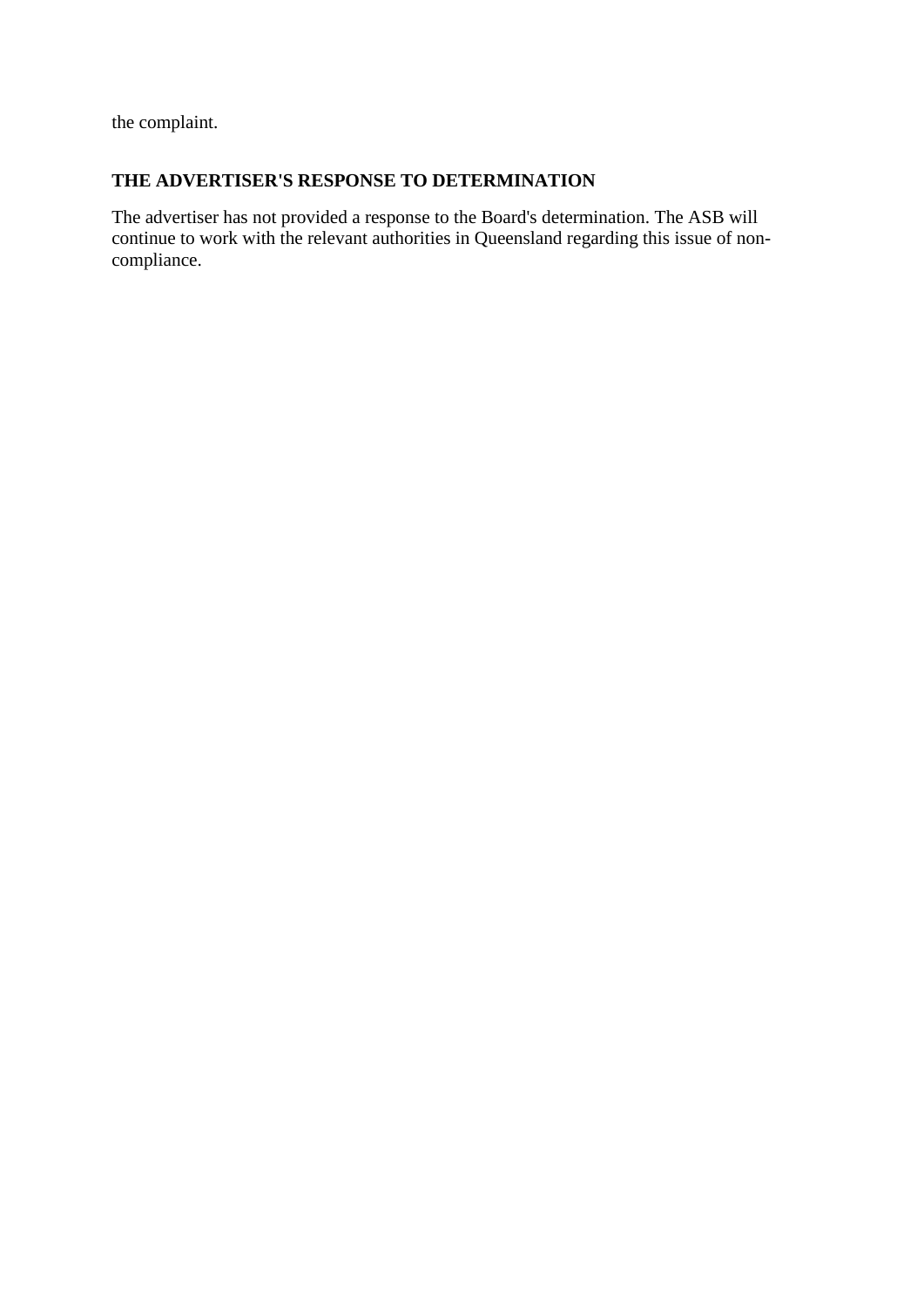the complaint.

## THE ADVERTISER'S RESPONSE TO DETERMINATION

The advertiser has not provided a response to the Board's determination. The ASB will continue to work with the relevant authorities in Queensland regarding this issue of non-compliance.